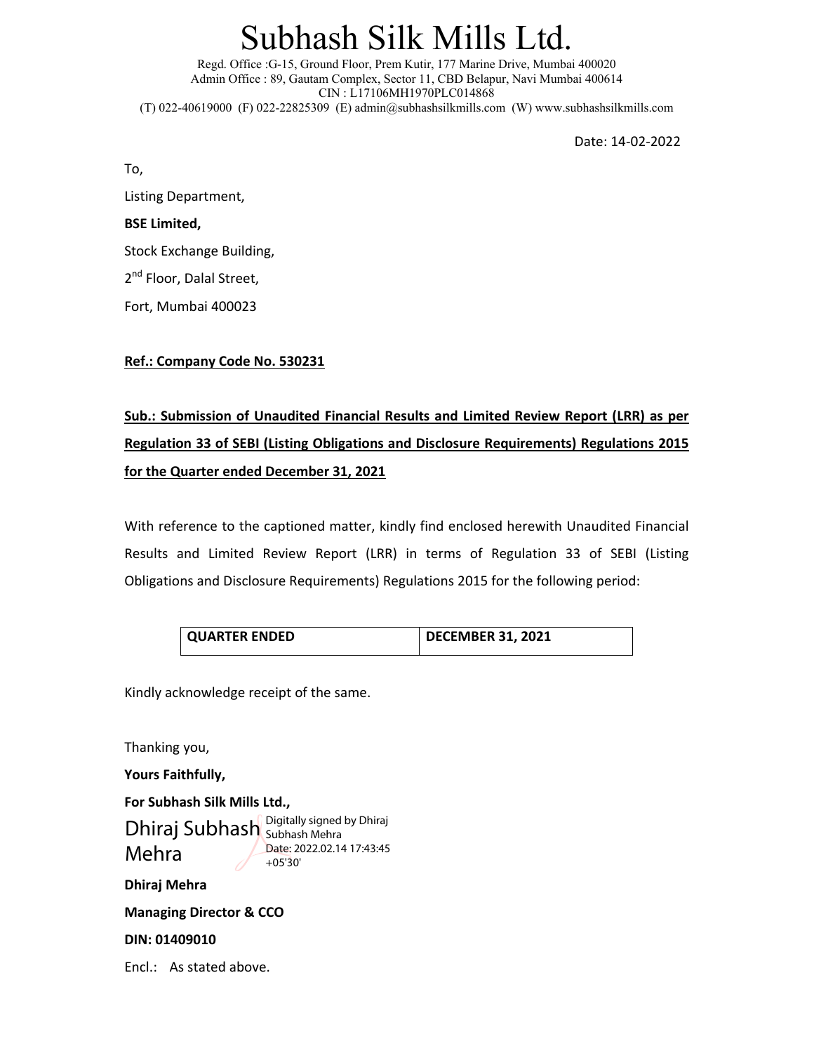# Subhash Silk Mills Ltd.

Regd. Office :G-15, Ground Floor, Prem Kutir, 177 Marine Drive, Mumbai 400020
Admin Office : 89, Gautam Complex, Sector 11, CBD Belapur, Navi Mumbai 400614
CIN : L17106MH1970PLC014868
(T) 022-40619000 (F) 022-22825309 (E) admin@subhashsilkmills.com (W) www.subhashsilkmills.com

Date: 14-02-2022

To,

Listing Department,

**BSE Limited,**

Stock Exchange Building,

2nd Floor, Dalal Street,

Fort, Mumbai 400023

**Ref.: Company Code No. 530231**

**Sub.: Submission of Unaudited Financial Results and Limited Review Report (LRR) as per Regulation 33 of SEBI (Listing Obligations and Disclosure Requirements) Regulations 2015 for the Quarter ended December 31, 2021**

With reference to the captioned matter, kindly find enclosed herewith Unaudited Financial Results and Limited Review Report (LRR) in terms of Regulation 33 of SEBI (Listing Obligations and Disclosure Requirements) Regulations 2015 for the following period:

| **QUARTER ENDED** | **DECEMBER 31, 2021** |
|---|---|

Kindly acknowledge receipt of the same.

Thanking you,

**Yours Faithfully,**

**For Subhash Silk Mills Ltd.,**

Dhiraj Subhash Mehra

Digitally signed by Dhiraj Subhash Mehra
Date: 2022.02.14 17:43:45 +05'30'

**Dhiraj Mehra**

**Managing Director & CCO**

**DIN: 01409010**

Encl.: As stated above.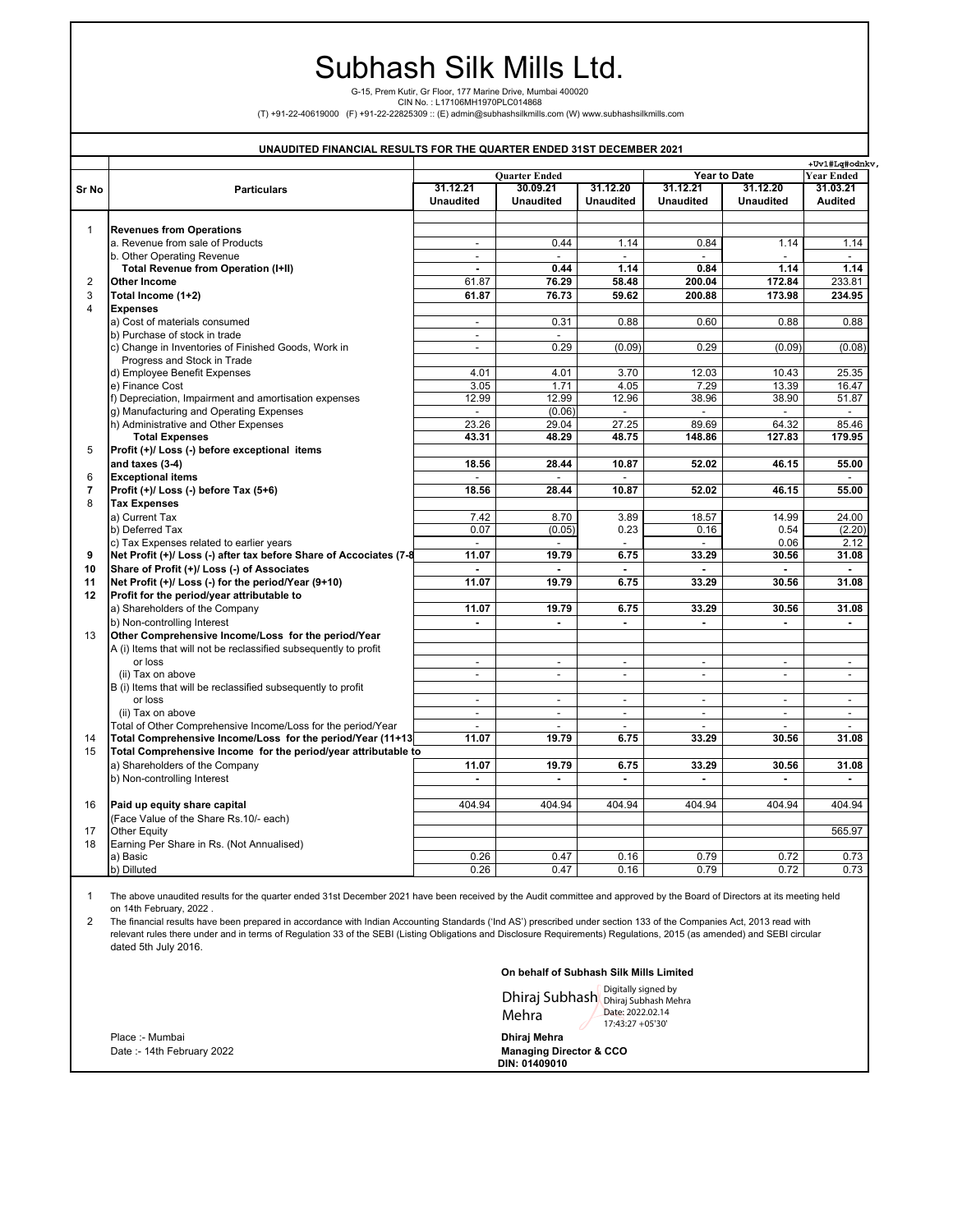# Subhash Silk Mills Ltd.

G-15, Prem Kutir, Gr Floor, 177 Marine Drive, Mumbai 400020
CIN No. : L17106MH1970PLC014868
(T) +91-22-40619000 (F) +91-22-22825309 :: (E) admin@subhashsilkmills.com (W) www.subhashsilkmills.com

## UNAUDITED FINANCIAL RESULTS FOR THE QUARTER ENDED 31ST DECEMBER 2021

+Uv1#Lq#odnkv,

| Sr No | Particulars | Quarter Ended | | | Year to Date | | Year Ended |
|---|---|---|---|---|---|---|---|
| | | 31.12.21 Unaudited | 30.09.21 Unaudited | 31.12.20 Unaudited | 31.12.21 Unaudited | 31.12.20 Unaudited | 31.03.21 Audited |
| 1 | **Revenues from Operations** | | | | | | |
| | a. Revenue from sale of Products | - | 0.44 | 1.14 | 0.84 | 1.14 | 1.14 |
| | b. Other Operating Revenue | - | - | - | - | - | - |
| | **Total Revenue from Operation (I+II)** | **-** | **0.44** | **1.14** | **0.84** | **1.14** | **1.14** |
| 2 | **Other Income** | 61.87 | **76.29** | **58.48** | **200.04** | **172.84** | 233.81 |
| 3 | **Total Income (1+2)** | **61.87** | **76.73** | **59.62** | **200.88** | **173.98** | **234.95** |
| 4 | **Expenses** | | | | | | |
| | a) Cost of materials consumed | - | 0.31 | 0.88 | 0.60 | 0.88 | 0.88 |
| | b) Purchase of stock in trade | - | - | | | | |
| | c) Change in Inventories of Finished Goods, Work in Progress and Stock in Trade | - | 0.29 | (0.09) | 0.29 | (0.09) | (0.08) |
| | d) Employee Benefit Expenses | 4.01 | 4.01 | 3.70 | 12.03 | 10.43 | 25.35 |
| | e) Finance Cost | 3.05 | 1.71 | 4.05 | 7.29 | 13.39 | 16.47 |
| | f) Depreciation, Impairment and amortisation expenses | 12.99 | 12.99 | 12.96 | 38.96 | 38.90 | 51.87 |
| | g) Manufacturing and Operating Expenses | - | (0.06) | - | - | - | - |
| | h) Administrative and Other Expenses | 23.26 | 29.04 | 27.25 | 89.69 | 64.32 | 85.46 |
| | **Total Expenses** | **43.31** | **48.29** | **48.75** | **148.86** | **127.83** | **179.95** |
| 5 | **Profit (+)/ Loss (-) before exceptional items and taxes (3-4)** | **18.56** | **28.44** | **10.87** | **52.02** | **46.15** | **55.00** |
| 6 | **Exceptional items** | - | - | - | | | - |
| 7 | **Profit (+)/ Loss (-) before Tax (5+6)** | **18.56** | **28.44** | **10.87** | **52.02** | **46.15** | **55.00** |
| 8 | **Tax Expenses** | | | | | | |
| | a) Current Tax | 7.42 | 8.70 | 3.89 | 18.57 | 14.99 | 24.00 |
| | b) Deferred Tax | 0.07 | (0.05) | 0.23 | 0.16 | 0.54 | (2.20) |
| | c) Tax Expenses related to earlier years | - | - | - | - | 0.06 | 2.12 |
| 9 | **Net Profit (+)/ Loss (-) after tax before Share of Accociates (7-8** | **11.07** | **19.79** | **6.75** | **33.29** | **30.56** | **31.08** |
| 10 | **Share of Profit (+)/ Loss (-) of Associates** | - | - | - | - | - | - |
| 11 | **Net Profit (+)/ Loss (-) for the period/Year (9+10)** | **11.07** | **19.79** | **6.75** | **33.29** | **30.56** | **31.08** |
| 12 | **Profit for the period/year attributable to** | | | | | | |
| | a) Shareholders of the Company | **11.07** | **19.79** | **6.75** | **33.29** | **30.56** | **31.08** |
| | b) Non-controlling Interest | - | - | - | - | - | - |
| 13 | **Other Comprehensive Income/Loss for the period/Year** | | | | | | |
| | A (i) Items that will not be reclassified subsequently to profit or loss | - | - | - | - | - | - |
| | (ii) Tax on above | - | - | - | - | - | - |
| | B (i) Items that will be reclassified subsequently to profit or loss | - | - | - | - | - | - |
| | (ii) Tax on above | - | - | - | - | - | - |
| | Total of Other Comprehensive Income/Loss for the period/Year | - | - | - | - | - | - |
| 14 | **Total Comprehensive Income/Loss for the period/Year (11+13** | **11.07** | **19.79** | **6.75** | **33.29** | **30.56** | **31.08** |
| 15 | **Total Comprehensive Income for the period/year attributable to** | | | | | | |
| | a) Shareholders of the Company | **11.07** | **19.79** | **6.75** | **33.29** | **30.56** | **31.08** |
| | b) Non-controlling Interest | - | - | - | - | - | - |
| 16 | **Paid up equity share capital** (Face Value of the Share Rs.10/- each) | 404.94 | 404.94 | 404.94 | 404.94 | 404.94 | 404.94 |
| 17 | Other Equity | | | | | | 565.97 |
| 18 | Earning Per Share in Rs. (Not Annualised) | | | | | | |
| | a) Basic | 0.26 | 0.47 | 0.16 | 0.79 | 0.72 | 0.73 |
| | b) Dilluted | 0.26 | 0.47 | 0.16 | 0.79 | 0.72 | 0.73 |

1. The above unaudited results for the quarter ended 31st December 2021 have been received by the Audit committee and approved by the Board of Directors at its meeting held on 14th February, 2022 .
2. The financial results have been prepared in accordance with Indian Accounting Standards ('Ind AS') prescribed under section 133 of the Companies Act, 2013 read with relevant rules there under and in terms of Regulation 33 of the SEBI (Listing Obligations and Disclosure Requirements) Regulations, 2015 (as amended) and SEBI circular dated 5th July 2016.

**On behalf of Subhash Silk Mills Limited**

Dhiraj Subhash Mehra
Digitally signed by Dhiraj Subhash Mehra
Date: 2022.02.14 17:43:27 +05'30'

Place :- Mumbai
Date :- 14th February 2022

**Dhiraj Mehra**
**Managing Director & CCO**
**DIN: 01409010**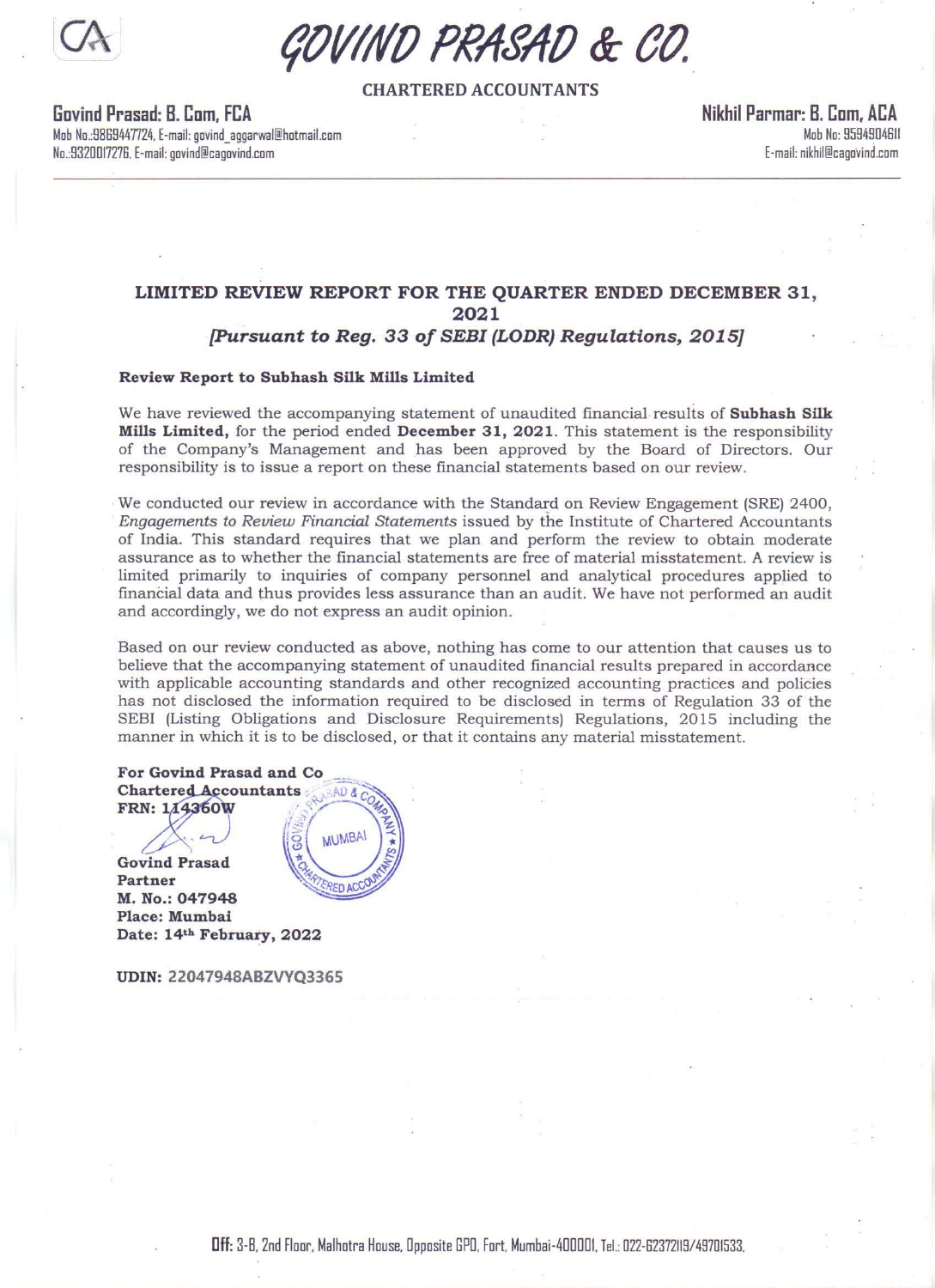# GOVIND PRASAD & CO.

**CHARTERED ACCOUNTANTS**

**Govind Prasad: B. Com, FCA**
Mob No.:9869447724, E-mail: govind_aggarwal@hotmail.com
No.:9320017276, E-mail: govind@cagovind.com

**Nikhil Parmar: B. Com, ACA**
Mob No: 9594904611
E-mail: nikhil@cagovind.com

## LIMITED REVIEW REPORT FOR THE QUARTER ENDED DECEMBER 31, 2021

***[Pursuant to Reg. 33 of SEBI (LODR) Regulations, 2015]***

**Review Report to Subhash Silk Mills Limited**

We have reviewed the accompanying statement of unaudited financial results of **Subhash Silk Mills Limited,** for the period ended **December 31, 2021**. This statement is the responsibility of the Company's Management and has been approved by the Board of Directors. Our responsibility is to issue a report on these financial statements based on our review.

We conducted our review in accordance with the Standard on Review Engagement (SRE) 2400, *Engagements to Review Financial Statements* issued by the Institute of Chartered Accountants of India. This standard requires that we plan and perform the review to obtain moderate assurance as to whether the financial statements are free of material misstatement. A review is limited primarily to inquiries of company personnel and analytical procedures applied to financial data and thus provides less assurance than an audit. We have not performed an audit and accordingly, we do not express an audit opinion.

Based on our review conducted as above, nothing has come to our attention that causes us to believe that the accompanying statement of unaudited financial results prepared in accordance with applicable accounting standards and other recognized accounting practices and policies has not disclosed the information required to be disclosed in terms of Regulation 33 of the SEBI (Listing Obligations and Disclosure Requirements) Regulations, 2015 including the manner in which it is to be disclosed, or that it contains any material misstatement.

**For Govind Prasad and Co**
**Chartered Accountants**
**FRN: 114360W**

**Govind Prasad**
**Partner**
**M. No.: 047948**
**Place: Mumbai**
**Date: 14th February, 2022**

**UDIN: 22047948ABZVYQ3365**

**Off:** 3-B, 2nd Floor, Malhotra House, Opposite GPO, Fort, Mumbai-400001, Tel.: 022-62372119/49701533,